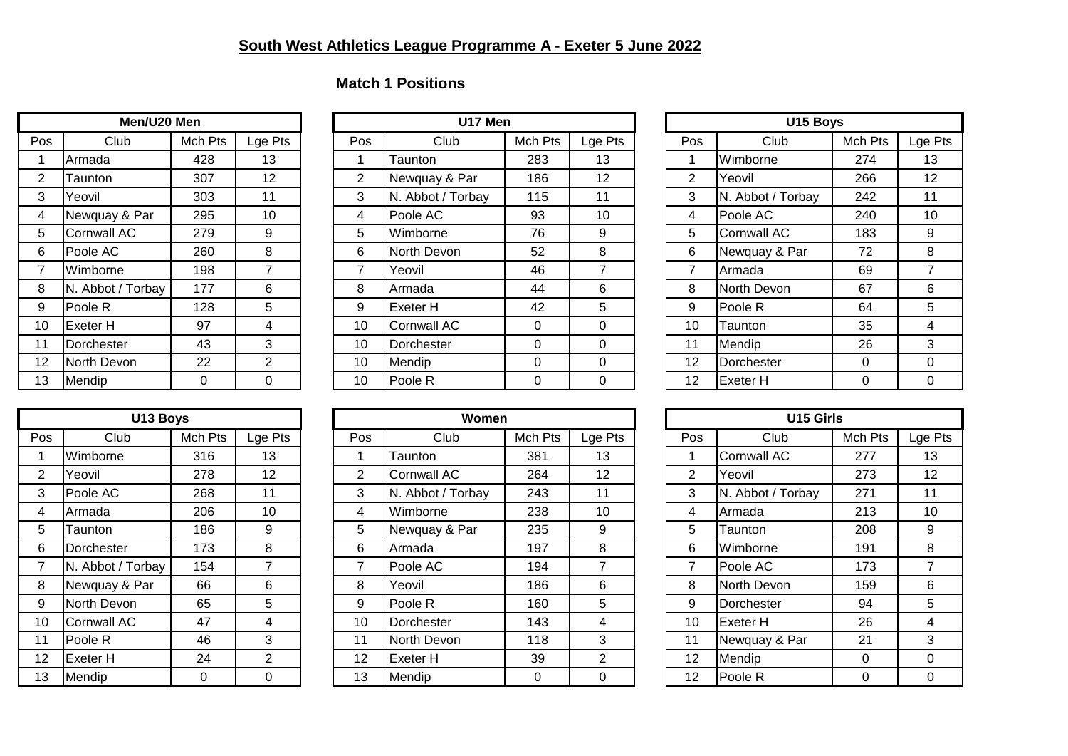# South West Athletics League Programme A - Exeter 5 June 2022

## Match 1 Positions

### Men/U20 Men

| Pos | Club | Mch Pts | Lge Pts |
|---|---|---|---|
| 1 | Armada | 428 | 13 |
| 2 | Taunton | 307 | 12 |
| 3 | Yeovil | 303 | 11 |
| 4 | Newquay & Par | 295 | 10 |
| 5 | Cornwall AC | 279 | 9 |
| 6 | Poole AC | 260 | 8 |
| 7 | Wimborne | 198 | 7 |
| 8 | N. Abbot / Torbay | 177 | 6 |
| 9 | Poole R | 128 | 5 |
| 10 | Exeter H | 97 | 4 |
| 11 | Dorchester | 43 | 3 |
| 12 | North Devon | 22 | 2 |
| 13 | Mendip | 0 | 0 |

### U17 Men

| Pos | Club | Mch Pts | Lge Pts |
|---|---|---|---|
| 1 | Taunton | 283 | 13 |
| 2 | Newquay & Par | 186 | 12 |
| 3 | N. Abbot / Torbay | 115 | 11 |
| 4 | Poole AC | 93 | 10 |
| 5 | Wimborne | 76 | 9 |
| 6 | North Devon | 52 | 8 |
| 7 | Yeovil | 46 | 7 |
| 8 | Armada | 44 | 6 |
| 9 | Exeter H | 42 | 5 |
| 10 | Cornwall AC | 0 | 0 |
| 10 | Dorchester | 0 | 0 |
| 10 | Mendip | 0 | 0 |
| 10 | Poole R | 0 | 0 |

### U15 Boys

| Pos | Club | Mch Pts | Lge Pts |
|---|---|---|---|
| 1 | Wimborne | 274 | 13 |
| 2 | Yeovil | 266 | 12 |
| 3 | N. Abbot / Torbay | 242 | 11 |
| 4 | Poole AC | 240 | 10 |
| 5 | Cornwall AC | 183 | 9 |
| 6 | Newquay & Par | 72 | 8 |
| 7 | Armada | 69 | 7 |
| 8 | North Devon | 67 | 6 |
| 9 | Poole R | 64 | 5 |
| 10 | Taunton | 35 | 4 |
| 11 | Mendip | 26 | 3 |
| 12 | Dorchester | 0 | 0 |
| 12 | Exeter H | 0 | 0 |

### U13 Boys

| Pos | Club | Mch Pts | Lge Pts |
|---|---|---|---|
| 1 | Wimborne | 316 | 13 |
| 2 | Yeovil | 278 | 12 |
| 3 | Poole AC | 268 | 11 |
| 4 | Armada | 206 | 10 |
| 5 | Taunton | 186 | 9 |
| 6 | Dorchester | 173 | 8 |
| 7 | N. Abbot / Torbay | 154 | 7 |
| 8 | Newquay & Par | 66 | 6 |
| 9 | North Devon | 65 | 5 |
| 10 | Cornwall AC | 47 | 4 |
| 11 | Poole R | 46 | 3 |
| 12 | Exeter H | 24 | 2 |
| 13 | Mendip | 0 | 0 |

### Women

| Pos | Club | Mch Pts | Lge Pts |
|---|---|---|---|
| 1 | Taunton | 381 | 13 |
| 2 | Cornwall AC | 264 | 12 |
| 3 | N. Abbot / Torbay | 243 | 11 |
| 4 | Wimborne | 238 | 10 |
| 5 | Newquay & Par | 235 | 9 |
| 6 | Armada | 197 | 8 |
| 7 | Poole AC | 194 | 7 |
| 8 | Yeovil | 186 | 6 |
| 9 | Poole R | 160 | 5 |
| 10 | Dorchester | 143 | 4 |
| 11 | North Devon | 118 | 3 |
| 12 | Exeter H | 39 | 2 |
| 13 | Mendip | 0 | 0 |

### U15 Girls

| Pos | Club | Mch Pts | Lge Pts |
|---|---|---|---|
| 1 | Cornwall AC | 277 | 13 |
| 2 | Yeovil | 273 | 12 |
| 3 | N. Abbot / Torbay | 271 | 11 |
| 4 | Armada | 213 | 10 |
| 5 | Taunton | 208 | 9 |
| 6 | Wimborne | 191 | 8 |
| 7 | Poole AC | 173 | 7 |
| 8 | North Devon | 159 | 6 |
| 9 | Dorchester | 94 | 5 |
| 10 | Exeter H | 26 | 4 |
| 11 | Newquay & Par | 21 | 3 |
| 12 | Mendip | 0 | 0 |
| 12 | Poole R | 0 | 0 |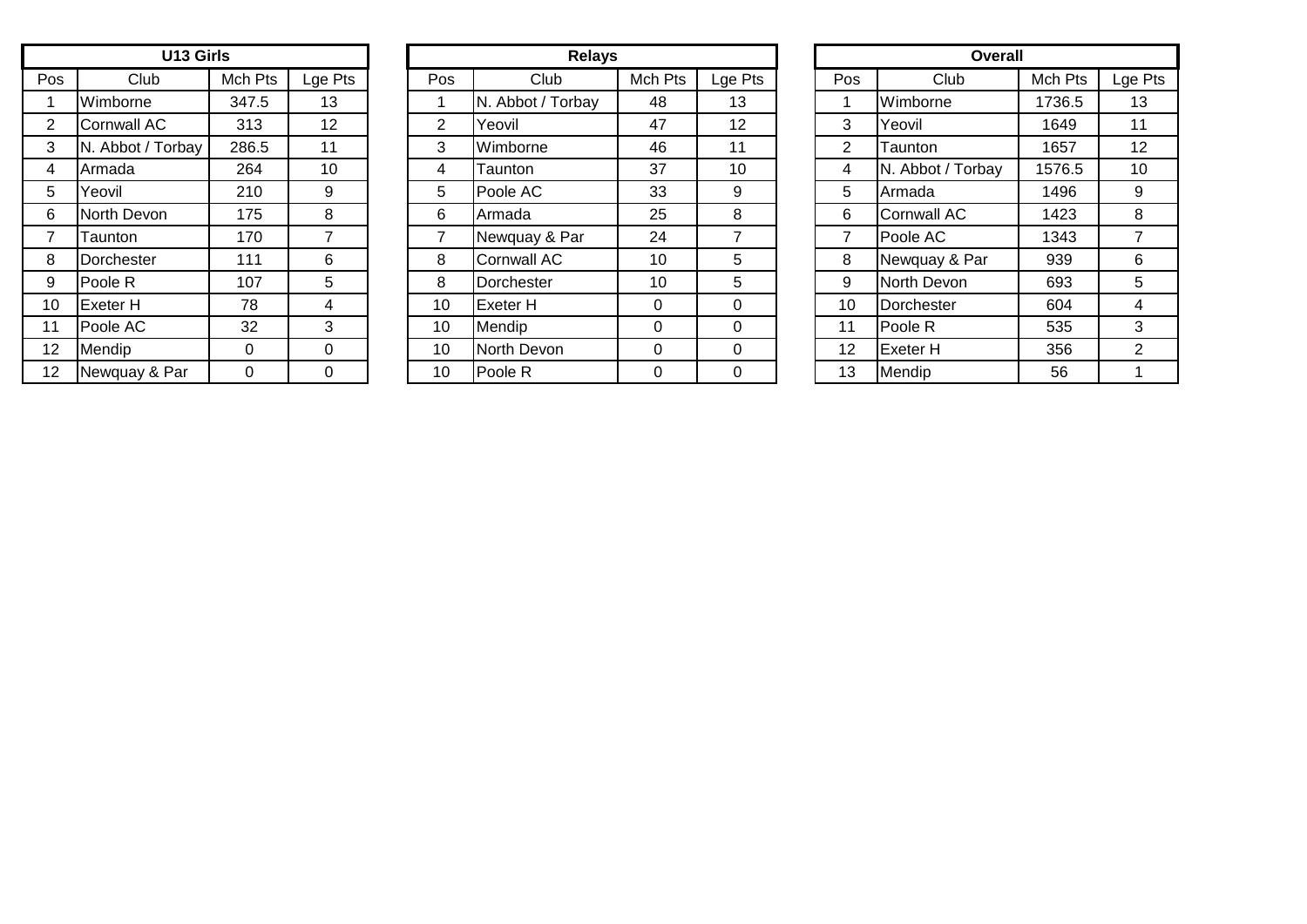| U13 Girls | | | |
|---|---|---|---|
| Pos | Club | Mch Pts | Lge Pts |
| 1 | Wimborne | 347.5 | 13 |
| 2 | Cornwall AC | 313 | 12 |
| 3 | N. Abbot / Torbay | 286.5 | 11 |
| 4 | Armada | 264 | 10 |
| 5 | Yeovil | 210 | 9 |
| 6 | North Devon | 175 | 8 |
| 7 | Taunton | 170 | 7 |
| 8 | Dorchester | 111 | 6 |
| 9 | Poole R | 107 | 5 |
| 10 | Exeter H | 78 | 4 |
| 11 | Poole AC | 32 | 3 |
| 12 | Mendip | 0 | 0 |
| 12 | Newquay & Par | 0 | 0 |

| Relays | | | |
|---|---|---|---|
| Pos | Club | Mch Pts | Lge Pts |
| 1 | N. Abbot / Torbay | 48 | 13 |
| 2 | Yeovil | 47 | 12 |
| 3 | Wimborne | 46 | 11 |
| 4 | Taunton | 37 | 10 |
| 5 | Poole AC | 33 | 9 |
| 6 | Armada | 25 | 8 |
| 7 | Newquay & Par | 24 | 7 |
| 8 | Cornwall AC | 10 | 5 |
| 8 | Dorchester | 10 | 5 |
| 10 | Exeter H | 0 | 0 |
| 10 | Mendip | 0 | 0 |
| 10 | North Devon | 0 | 0 |
| 10 | Poole R | 0 | 0 |

| Overall | | | |
|---|---|---|---|
| Pos | Club | Mch Pts | Lge Pts |
| 1 | Wimborne | 1736.5 | 13 |
| 3 | Yeovil | 1649 | 11 |
| 2 | Taunton | 1657 | 12 |
| 4 | N. Abbot / Torbay | 1576.5 | 10 |
| 5 | Armada | 1496 | 9 |
| 6 | Cornwall AC | 1423 | 8 |
| 7 | Poole AC | 1343 | 7 |
| 8 | Newquay & Par | 939 | 6 |
| 9 | North Devon | 693 | 5 |
| 10 | Dorchester | 604 | 4 |
| 11 | Poole R | 535 | 3 |
| 12 | Exeter H | 356 | 2 |
| 13 | Mendip | 56 | 1 |